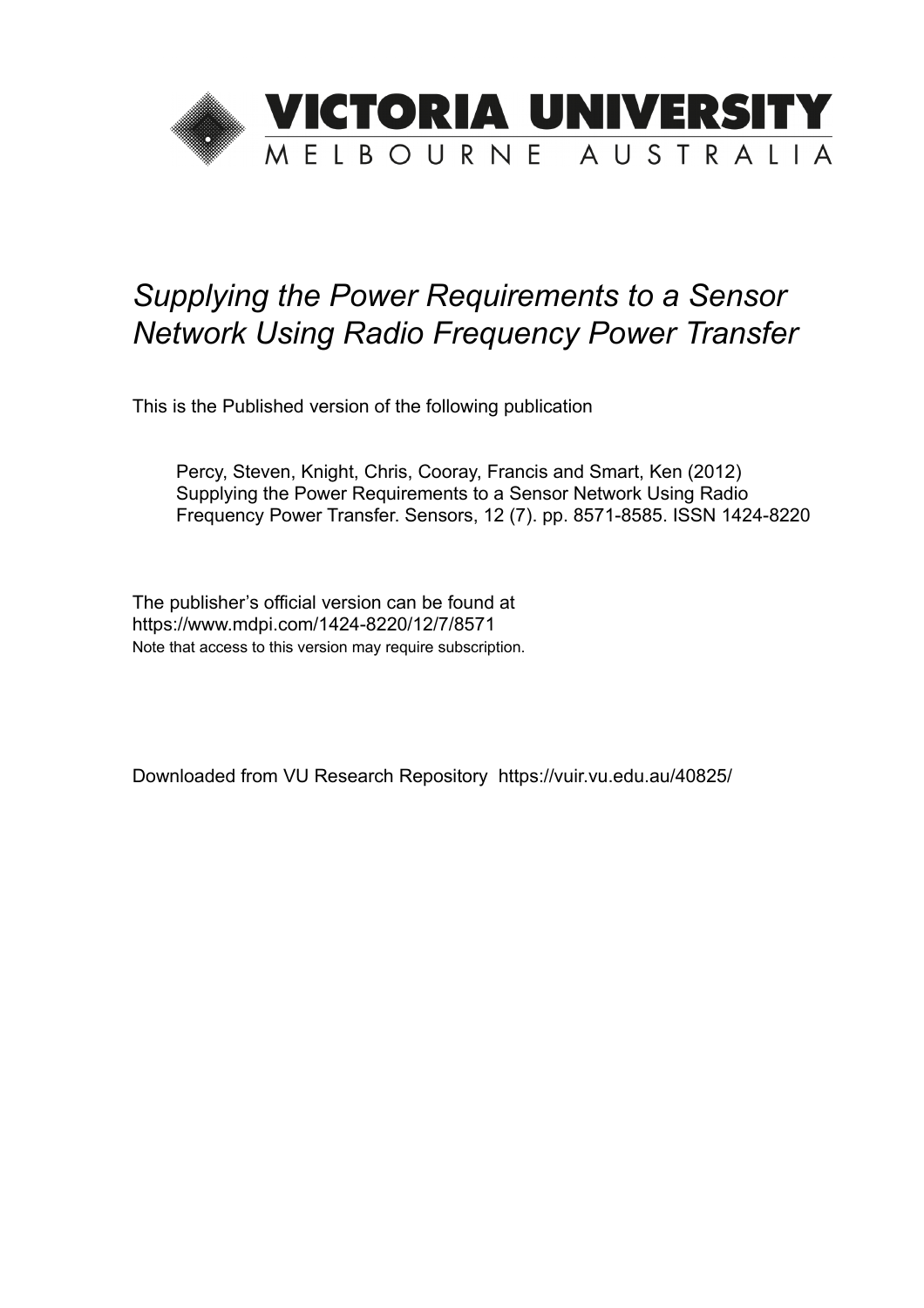# VICTORIA UNIVERSITY

MELBOURNE AUSTRALIA

*Supplying the Power Requirements to a Sensor Network Using Radio Frequency Power Transfer*

This is the Published version of the following publication

Percy, Steven, Knight, Chris, Cooray, Francis and Smart, Ken (2012) Supplying the Power Requirements to a Sensor Network Using Radio Frequency Power Transfer. Sensors, 12 (7). pp. 8571-8585. ISSN 1424-8220

The publisher's official version can be found at
https://www.mdpi.com/1424-8220/12/7/8571
Note that access to this version may require subscription.

Downloaded from VU Research Repository https://vuir.vu.edu.au/40825/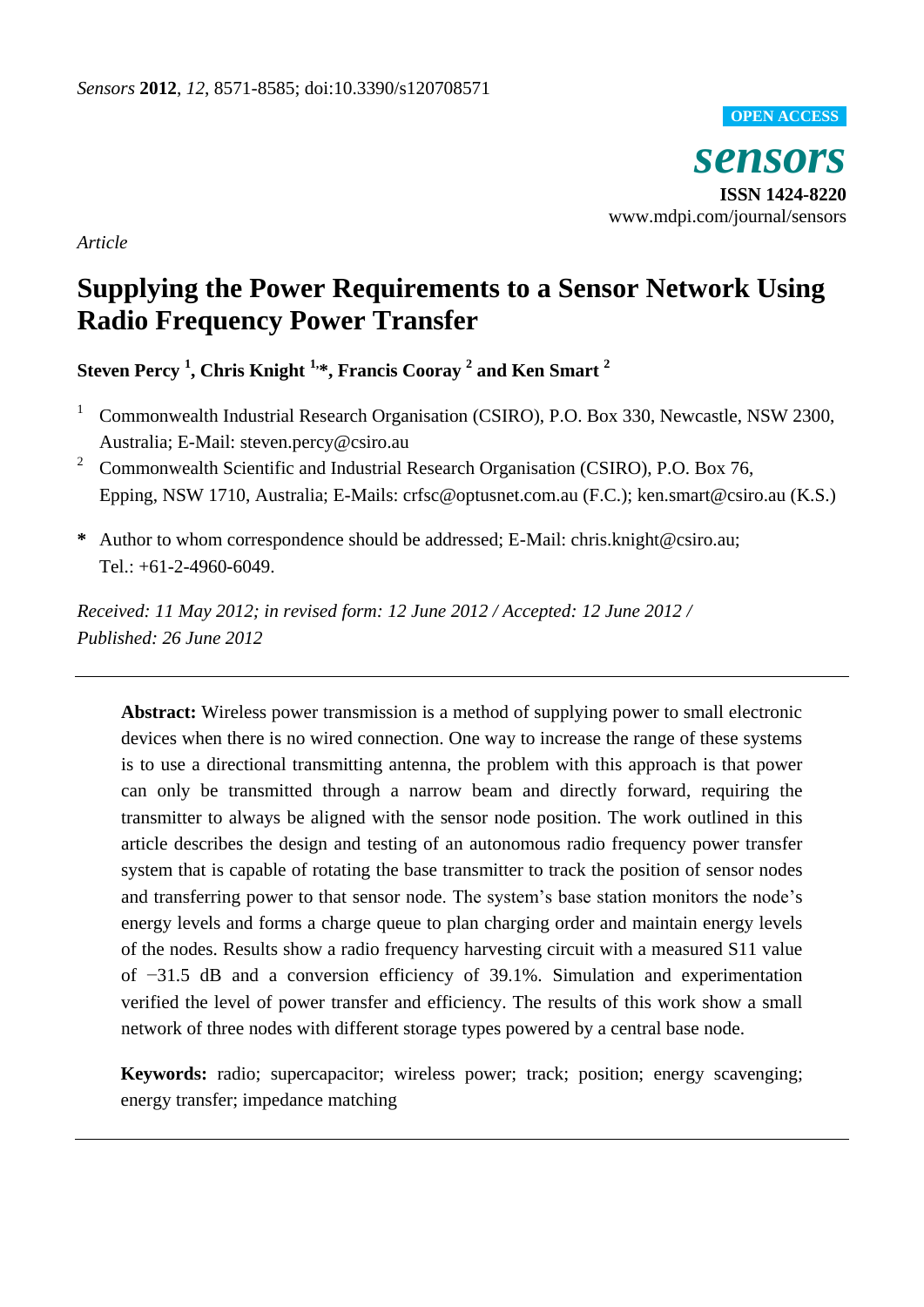*Article*

# Supplying the Power Requirements to a Sensor Network Using Radio Frequency Power Transfer

**Steven Percy [1], Chris Knight [1,*], Francis Cooray [2] and Ken Smart [2]**

[1] Commonwealth Industrial Research Organisation (CSIRO), P.O. Box 330, Newcastle, NSW 2300, Australia; E-Mail: steven.percy@csiro.au

[2] Commonwealth Scientific and Industrial Research Organisation (CSIRO), P.O. Box 76, Epping, NSW 1710, Australia; E-Mails: crfsc@optusnet.com.au (F.C.); ken.smart@csiro.au (K.S.)

**\*** Author to whom correspondence should be addressed; E-Mail: chris.knight@csiro.au; Tel.: +61-2-4960-6049.

*Received: 11 May 2012; in revised form: 12 June 2012 / Accepted: 12 June 2012 / Published: 26 June 2012*

---

**Abstract:** Wireless power transmission is a method of supplying power to small electronic devices when there is no wired connection. One way to increase the range of these systems is to use a directional transmitting antenna, the problem with this approach is that power can only be transmitted through a narrow beam and directly forward, requiring the transmitter to always be aligned with the sensor node position. The work outlined in this article describes the design and testing of an autonomous radio frequency power transfer system that is capable of rotating the base transmitter to track the position of sensor nodes and transferring power to that sensor node. The system's base station monitors the node's energy levels and forms a charge queue to plan charging order and maintain energy levels of the nodes. Results show a radio frequency harvesting circuit with a measured S11 value of −31.5 dB and a conversion efficiency of 39.1%. Simulation and experimentation verified the level of power transfer and efficiency. The results of this work show a small network of three nodes with different storage types powered by a central base node.

**Keywords:** radio; supercapacitor; wireless power; track; position; energy scavenging; energy transfer; impedance matching

---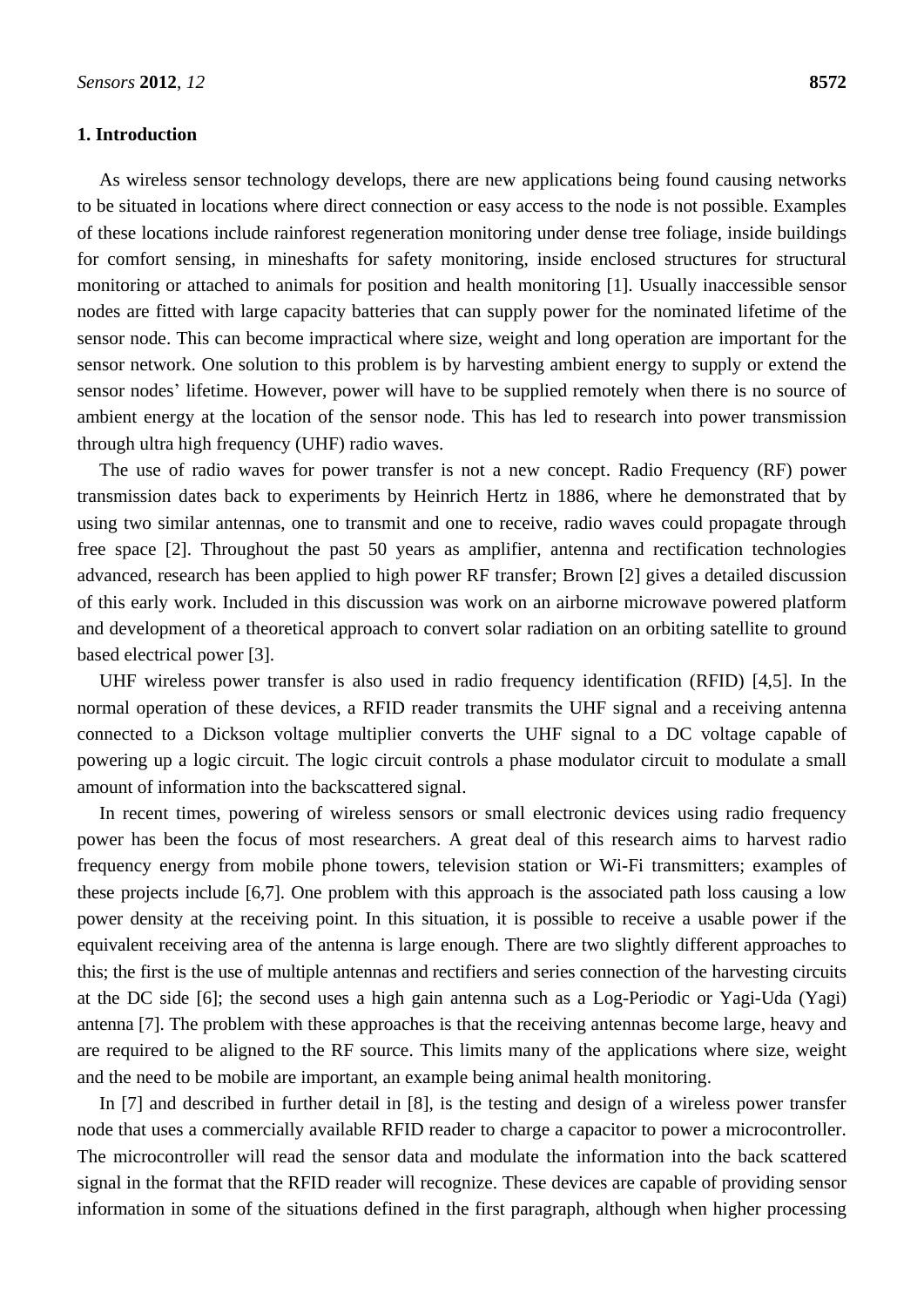## 1. Introduction

As wireless sensor technology develops, there are new applications being found causing networks to be situated in locations where direct connection or easy access to the node is not possible. Examples of these locations include rainforest regeneration monitoring under dense tree foliage, inside buildings for comfort sensing, in mineshafts for safety monitoring, inside enclosed structures for structural monitoring or attached to animals for position and health monitoring [1]. Usually inaccessible sensor nodes are fitted with large capacity batteries that can supply power for the nominated lifetime of the sensor node. This can become impractical where size, weight and long operation are important for the sensor network. One solution to this problem is by harvesting ambient energy to supply or extend the sensor nodes' lifetime. However, power will have to be supplied remotely when there is no source of ambient energy at the location of the sensor node. This has led to research into power transmission through ultra high frequency (UHF) radio waves.

The use of radio waves for power transfer is not a new concept. Radio Frequency (RF) power transmission dates back to experiments by Heinrich Hertz in 1886, where he demonstrated that by using two similar antennas, one to transmit and one to receive, radio waves could propagate through free space [2]. Throughout the past 50 years as amplifier, antenna and rectification technologies advanced, research has been applied to high power RF transfer; Brown [2] gives a detailed discussion of this early work. Included in this discussion was work on an airborne microwave powered platform and development of a theoretical approach to convert solar radiation on an orbiting satellite to ground based electrical power [3].

UHF wireless power transfer is also used in radio frequency identification (RFID) [4,5]. In the normal operation of these devices, a RFID reader transmits the UHF signal and a receiving antenna connected to a Dickson voltage multiplier converts the UHF signal to a DC voltage capable of powering up a logic circuit. The logic circuit controls a phase modulator circuit to modulate a small amount of information into the backscattered signal.

In recent times, powering of wireless sensors or small electronic devices using radio frequency power has been the focus of most researchers. A great deal of this research aims to harvest radio frequency energy from mobile phone towers, television station or Wi-Fi transmitters; examples of these projects include [6,7]. One problem with this approach is the associated path loss causing a low power density at the receiving point. In this situation, it is possible to receive a usable power if the equivalent receiving area of the antenna is large enough. There are two slightly different approaches to this; the first is the use of multiple antennas and rectifiers and series connection of the harvesting circuits at the DC side [6]; the second uses a high gain antenna such as a Log-Periodic or Yagi-Uda (Yagi) antenna [7]. The problem with these approaches is that the receiving antennas become large, heavy and are required to be aligned to the RF source. This limits many of the applications where size, weight and the need to be mobile are important, an example being animal health monitoring.

In [7] and described in further detail in [8], is the testing and design of a wireless power transfer node that uses a commercially available RFID reader to charge a capacitor to power a microcontroller. The microcontroller will read the sensor data and modulate the information into the back scattered signal in the format that the RFID reader will recognize. These devices are capable of providing sensor information in some of the situations defined in the first paragraph, although when higher processing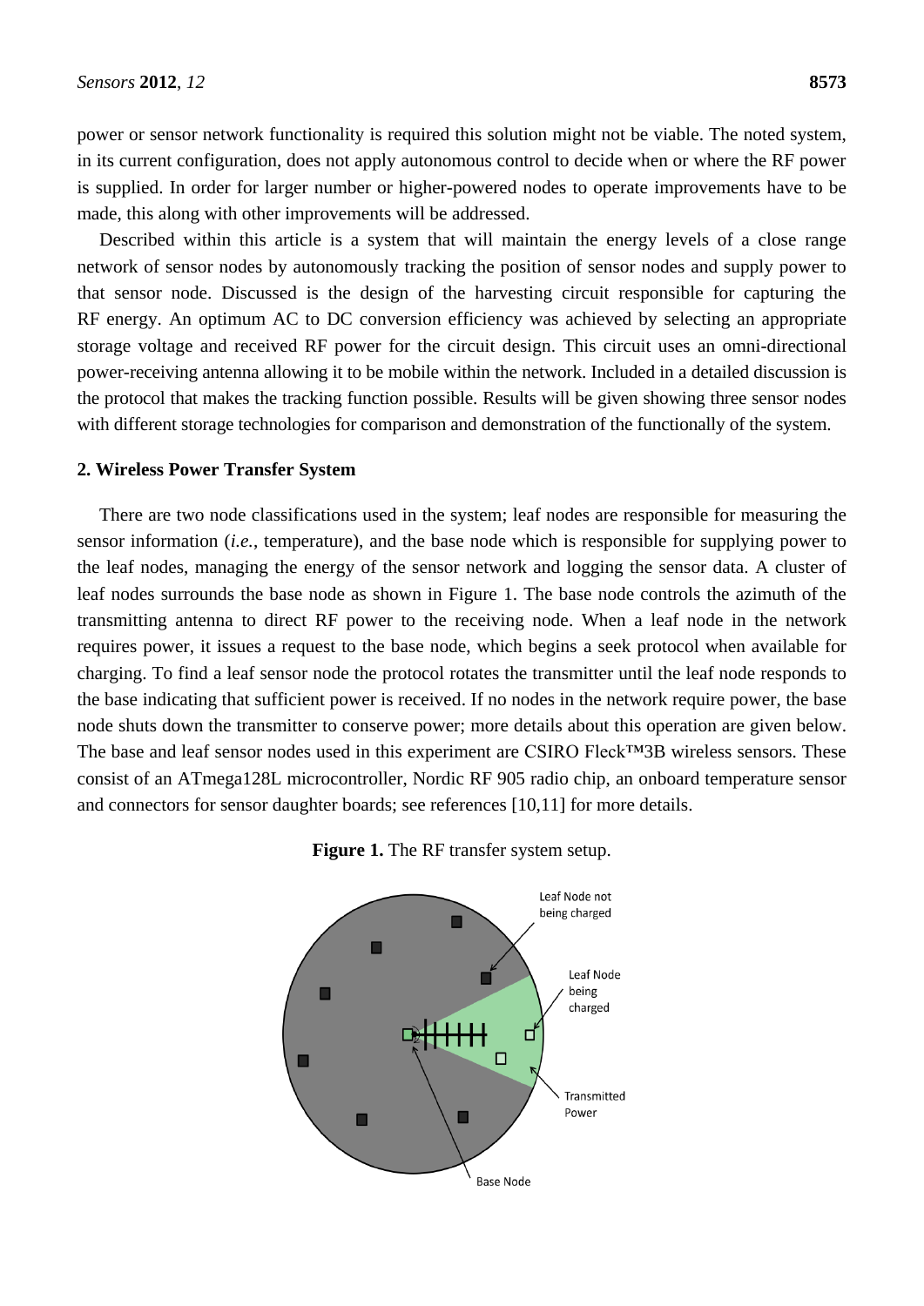power or sensor network functionality is required this solution might not be viable. The noted system, in its current configuration, does not apply autonomous control to decide when or where the RF power is supplied. In order for larger number or higher-powered nodes to operate improvements have to be made, this along with other improvements will be addressed.

Described within this article is a system that will maintain the energy levels of a close range network of sensor nodes by autonomously tracking the position of sensor nodes and supply power to that sensor node. Discussed is the design of the harvesting circuit responsible for capturing the RF energy. An optimum AC to DC conversion efficiency was achieved by selecting an appropriate storage voltage and received RF power for the circuit design. This circuit uses an omni-directional power-receiving antenna allowing it to be mobile within the network. Included in a detailed discussion is the protocol that makes the tracking function possible. Results will be given showing three sensor nodes with different storage technologies for comparison and demonstration of the functionally of the system.

## 2. Wireless Power Transfer System

There are two node classifications used in the system; leaf nodes are responsible for measuring the sensor information (*i.e.*, temperature), and the base node which is responsible for supplying power to the leaf nodes, managing the energy of the sensor network and logging the sensor data. A cluster of leaf nodes surrounds the base node as shown in Figure 1. The base node controls the azimuth of the transmitting antenna to direct RF power to the receiving node. When a leaf node in the network requires power, it issues a request to the base node, which begins a seek protocol when available for charging. To find a leaf sensor node the protocol rotates the transmitter until the leaf node responds to the base indicating that sufficient power is received. If no nodes in the network require power, the base node shuts down the transmitter to conserve power; more details about this operation are given below. The base and leaf sensor nodes used in this experiment are CSIRO Fleck™3B wireless sensors. These consist of an ATmega128L microcontroller, Nordic RF 905 radio chip, an onboard temperature sensor and connectors for sensor daughter boards; see references [10,11] for more details.

**Figure 1.** The RF transfer system setup.

Leaf Node not being charged

Leaf Node being charged

Transmitted Power

Base Node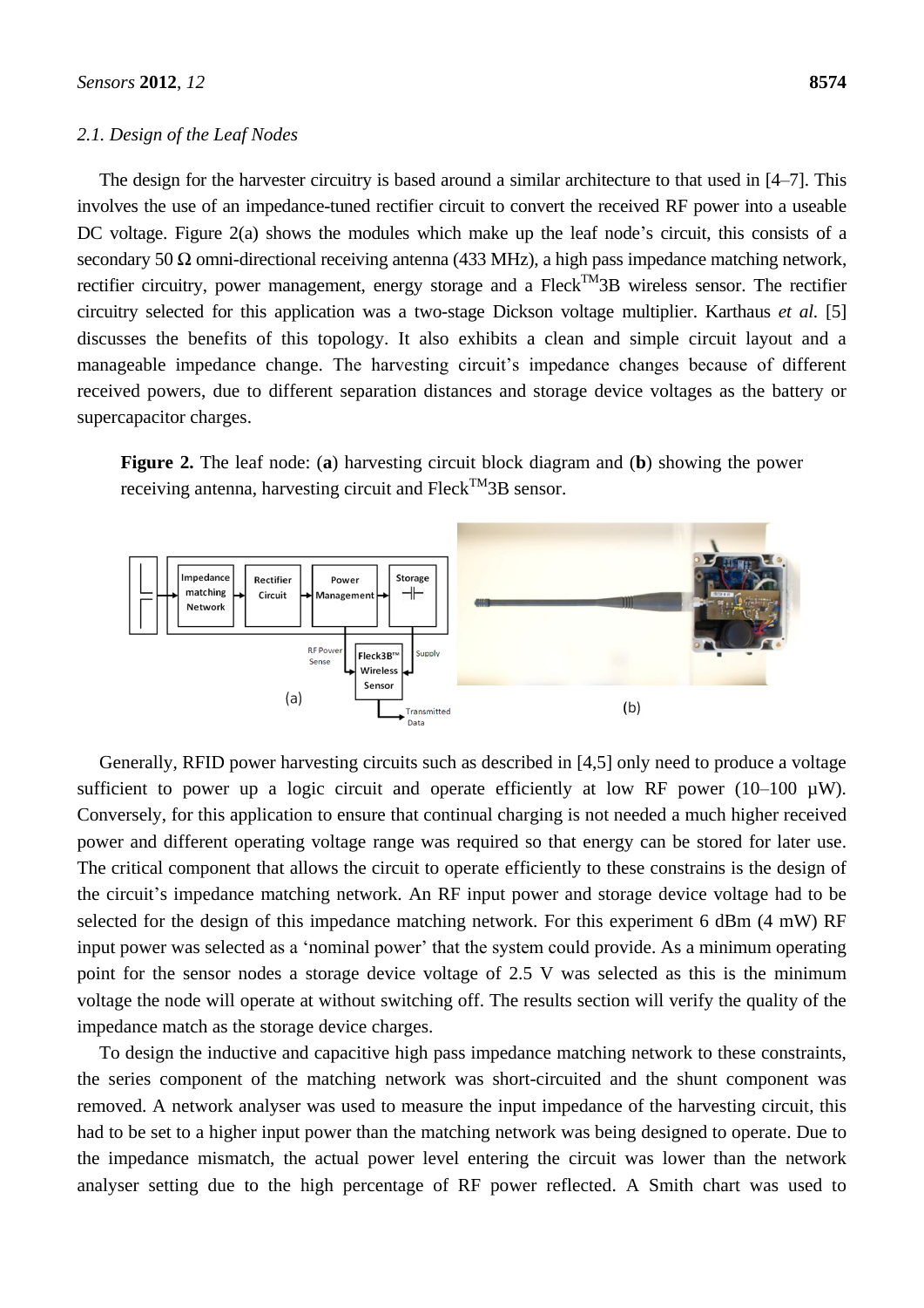### 2.1. Design of the Leaf Nodes

The design for the harvester circuitry is based around a similar architecture to that used in [4–7]. This involves the use of an impedance-tuned rectifier circuit to convert the received RF power into a useable DC voltage. Figure 2(a) shows the modules which make up the leaf node's circuit, this consists of a secondary 50 Ω omni-directional receiving antenna (433 MHz), a high pass impedance matching network, rectifier circuitry, power management, energy storage and a Fleck[TM]3B wireless sensor. The rectifier circuitry selected for this application was a two-stage Dickson voltage multiplier. Karthaus *et al.* [5] discusses the benefits of this topology. It also exhibits a clean and simple circuit layout and a manageable impedance change. The harvesting circuit's impedance changes because of different received powers, due to different separation distances and storage device voltages as the battery or supercapacitor charges.

**Figure 2.** The leaf node: (**a**) harvesting circuit block diagram and (**b**) showing the power receiving antenna, harvesting circuit and Fleck[TM]3B sensor.

Generally, RFID power harvesting circuits such as described in [4,5] only need to produce a voltage sufficient to power up a logic circuit and operate efficiently at low RF power (10–100 µW). Conversely, for this application to ensure that continual charging is not needed a much higher received power and different operating voltage range was required so that energy can be stored for later use. The critical component that allows the circuit to operate efficiently to these constrains is the design of the circuit's impedance matching network. An RF input power and storage device voltage had to be selected for the design of this impedance matching network. For this experiment 6 dBm (4 mW) RF input power was selected as a 'nominal power' that the system could provide. As a minimum operating point for the sensor nodes a storage device voltage of 2.5 V was selected as this is the minimum voltage the node will operate at without switching off. The results section will verify the quality of the impedance match as the storage device charges.

To design the inductive and capacitive high pass impedance matching network to these constraints, the series component of the matching network was short-circuited and the shunt component was removed. A network analyser was used to measure the input impedance of the harvesting circuit, this had to be set to a higher input power than the matching network was being designed to operate. Due to the impedance mismatch, the actual power level entering the circuit was lower than the network analyser setting due to the high percentage of RF power reflected. A Smith chart was used to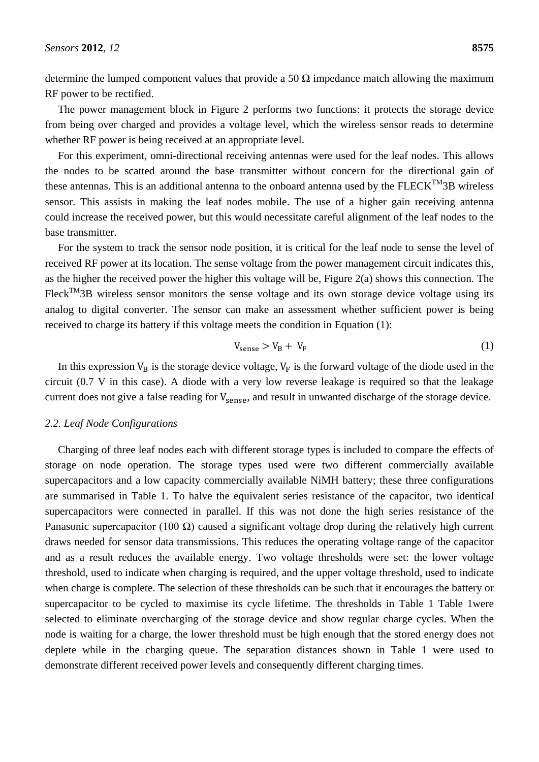determine the lumped component values that provide a 50 Ω impedance match allowing the maximum RF power to be rectified.

The power management block in Figure 2 performs two functions: it protects the storage device from being over charged and provides a voltage level, which the wireless sensor reads to determine whether RF power is being received at an appropriate level.

For this experiment, omni-directional receiving antennas were used for the leaf nodes. This allows the nodes to be scatted around the base transmitter without concern for the directional gain of these antennas. This is an additional antenna to the onboard antenna used by the FLECK™3B wireless sensor. This assists in making the leaf nodes mobile. The use of a higher gain receiving antenna could increase the received power, but this would necessitate careful alignment of the leaf nodes to the base transmitter.

For the system to track the sensor node position, it is critical for the leaf node to sense the level of received RF power at its location. The sense voltage from the power management circuit indicates this, as the higher the received power the higher this voltage will be, Figure 2(a) shows this connection. The Fleck™3B wireless sensor monitors the sense voltage and its own storage device voltage using its analog to digital converter. The sensor can make an assessment whether sufficient power is being received to charge its battery if this voltage meets the condition in Equation (1):

$$V_{sense} > V_B + V_F \tag{1}$$

In this expression $V_B$ is the storage device voltage, $V_F$ is the forward voltage of the diode used in the circuit (0.7 V in this case). A diode with a very low reverse leakage is required so that the leakage current does not give a false reading for $V_{sense}$, and result in unwanted discharge of the storage device.

### *2.2. Leaf Node Configurations*

Charging of three leaf nodes each with different storage types is included to compare the effects of storage on node operation. The storage types used were two different commercially available supercapacitors and a low capacity commercially available NiMH battery; these three configurations are summarised in Table 1. To halve the equivalent series resistance of the capacitor, two identical supercapacitors were connected in parallel. If this was not done the high series resistance of the Panasonic supercapacitor (100 Ω) caused a significant voltage drop during the relatively high current draws needed for sensor data transmissions. This reduces the operating voltage range of the capacitor and as a result reduces the available energy. Two voltage thresholds were set: the lower voltage threshold, used to indicate when charging is required, and the upper voltage threshold, used to indicate when charge is complete. The selection of these thresholds can be such that it encourages the battery or supercapacitor to be cycled to maximise its cycle lifetime. The thresholds in Table 1 Table 1were selected to eliminate overcharging of the storage device and show regular charge cycles. When the node is waiting for a charge, the lower threshold must be high enough that the stored energy does not deplete while in the charging queue. The separation distances shown in Table 1 were used to demonstrate different received power levels and consequently different charging times.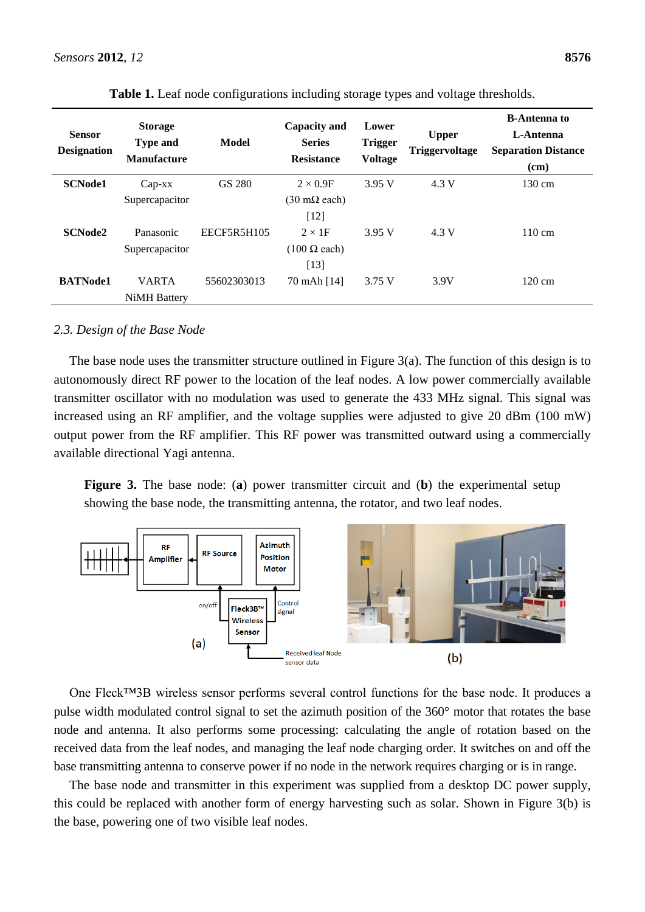**Table 1.** Leaf node configurations including storage types and voltage thresholds.

| Sensor Designation | Storage Type and Manufacture | Model | Capacity and Series Resistance | Lower Trigger Voltage | Upper Triggervoltage | B-Antenna to L-Antenna Separation Distance (cm) |
|---|---|---|---|---|---|---|
| **SCNode1** | Cap-xx Supercapacitor | GS 280 | 2 × 0.9F (30 mΩ each) [12] | 3.95 V | 4.3 V | 130 cm |
| **SCNode2** | Panasonic Supercapacitor | EECF5R5H105 | 2 × 1F (100 Ω each) [13] | 3.95 V | 4.3 V | 110 cm |
| **BATNode1** | VARTA NiMH Battery | 55602303013 | 70 mAh [14] | 3.75 V | 3.9V | 120 cm |

### *2.3. Design of the Base Node*

The base node uses the transmitter structure outlined in Figure 3(a). The function of this design is to autonomously direct RF power to the location of the leaf nodes. A low power commercially available transmitter oscillator with no modulation was used to generate the 433 MHz signal. This signal was increased using an RF amplifier, and the voltage supplies were adjusted to give 20 dBm (100 mW) output power from the RF amplifier. This RF power was transmitted outward using a commercially available directional Yagi antenna.

**Figure 3.** The base node: (**a**) power transmitter circuit and (**b**) the experimental setup showing the base node, the transmitting antenna, the rotator, and two leaf nodes.

One Fleck™3B wireless sensor performs several control functions for the base node. It produces a pulse width modulated control signal to set the azimuth position of the 360° motor that rotates the base node and antenna. It also performs some processing: calculating the angle of rotation based on the received data from the leaf nodes, and managing the leaf node charging order. It switches on and off the base transmitting antenna to conserve power if no node in the network requires charging or is in range.

The base node and transmitter in this experiment was supplied from a desktop DC power supply, this could be replaced with another form of energy harvesting such as solar. Shown in Figure 3(b) is the base, powering one of two visible leaf nodes.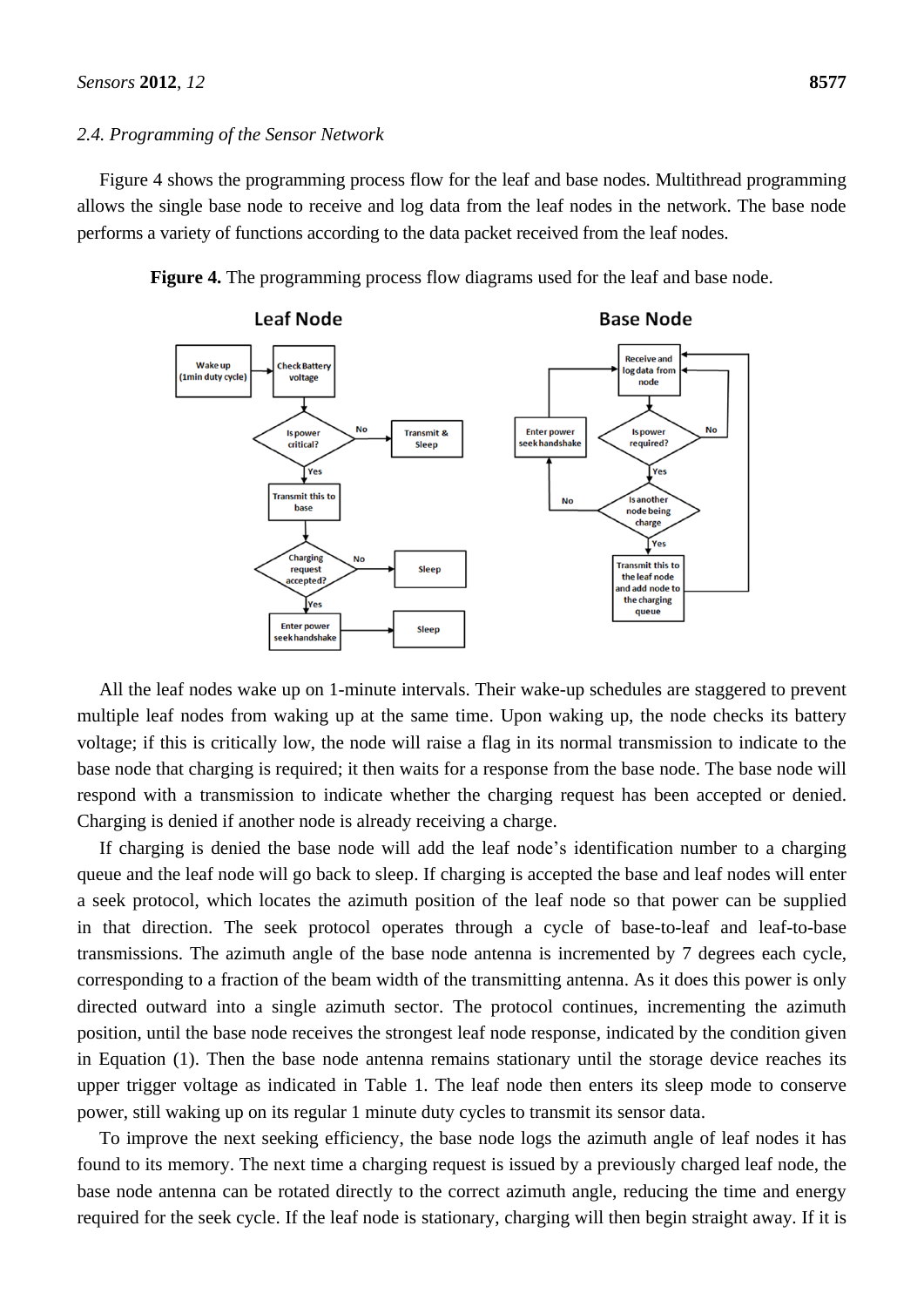### 2.4. Programming of the Sensor Network

Figure 4 shows the programming process flow for the leaf and base nodes. Multithread programming allows the single base node to receive and log data from the leaf nodes in the network. The base node performs a variety of functions according to the data packet received from the leaf nodes.

**Figure 4.** The programming process flow diagrams used for the leaf and base node.

All the leaf nodes wake up on 1-minute intervals. Their wake-up schedules are staggered to prevent multiple leaf nodes from waking up at the same time. Upon waking up, the node checks its battery voltage; if this is critically low, the node will raise a flag in its normal transmission to indicate to the base node that charging is required; it then waits for a response from the base node. The base node will respond with a transmission to indicate whether the charging request has been accepted or denied. Charging is denied if another node is already receiving a charge.

If charging is denied the base node will add the leaf node's identification number to a charging queue and the leaf node will go back to sleep. If charging is accepted the base and leaf nodes will enter a seek protocol, which locates the azimuth position of the leaf node so that power can be supplied in that direction. The seek protocol operates through a cycle of base-to-leaf and leaf-to-base transmissions. The azimuth angle of the base node antenna is incremented by 7 degrees each cycle, corresponding to a fraction of the beam width of the transmitting antenna. As it does this power is only directed outward into a single azimuth sector. The protocol continues, incrementing the azimuth position, until the base node receives the strongest leaf node response, indicated by the condition given in Equation (1). Then the base node antenna remains stationary until the storage device reaches its upper trigger voltage as indicated in Table 1. The leaf node then enters its sleep mode to conserve power, still waking up on its regular 1 minute duty cycles to transmit its sensor data.

To improve the next seeking efficiency, the base node logs the azimuth angle of leaf nodes it has found to its memory. The next time a charging request is issued by a previously charged leaf node, the base node antenna can be rotated directly to the correct azimuth angle, reducing the time and energy required for the seek cycle. If the leaf node is stationary, charging will then begin straight away. If it is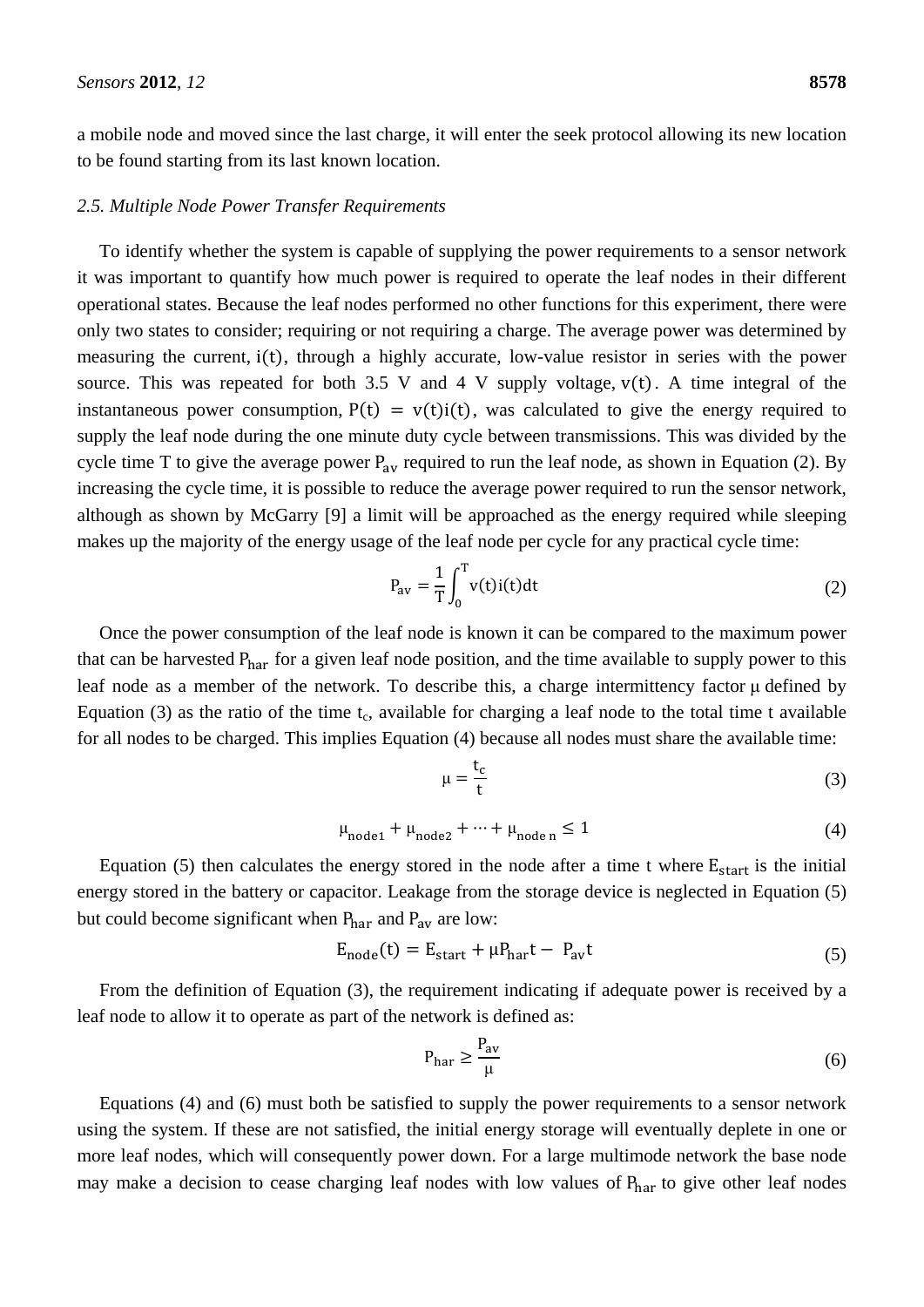a mobile node and moved since the last charge, it will enter the seek protocol allowing its new location to be found starting from its last known location.

### *2.5. Multiple Node Power Transfer Requirements*

To identify whether the system is capable of supplying the power requirements to a sensor network it was important to quantify how much power is required to operate the leaf nodes in their different operational states. Because the leaf nodes performed no other functions for this experiment, there were only two states to consider; requiring or not requiring a charge. The average power was determined by measuring the current, $i(t)$, through a highly accurate, low-value resistor in series with the power source. This was repeated for both 3.5 V and 4 V supply voltage, $v(t)$. A time integral of the instantaneous power consumption, $P(t) = v(t)i(t)$, was calculated to give the energy required to supply the leaf node during the one minute duty cycle between transmissions. This was divided by the cycle time T to give the average power $P_{av}$ required to run the leaf node, as shown in Equation (2). By increasing the cycle time, it is possible to reduce the average power required to run the sensor network, although as shown by McGarry [9] a limit will be approached as the energy required while sleeping makes up the majority of the energy usage of the leaf node per cycle for any practical cycle time:

$$P_{av} = \frac{1}{T}\int_0^T v(t)i(t)dt \tag{2}$$

Once the power consumption of the leaf node is known it can be compared to the maximum power that can be harvested $P_{har}$ for a given leaf node position, and the time available to supply power to this leaf node as a member of the network. To describe this, a charge intermittency factor $\mu$ defined by Equation (3) as the ratio of the time $t_c$, available for charging a leaf node to the total time t available for all nodes to be charged. This implies Equation (4) because all nodes must share the available time:

$$\mu = \frac{t_c}{t} \tag{3}$$

$$\mu_{node1} + \mu_{node2} + \cdots + \mu_{node\ n} \leq 1 \tag{4}$$

Equation (5) then calculates the energy stored in the node after a time t where $E_{start}$ is the initial energy stored in the battery or capacitor. Leakage from the storage device is neglected in Equation (5) but could become significant when $P_{har}$ and $P_{av}$ are low:

$$E_{node}(t) = E_{start} + \mu P_{har} t - P_{av} t \tag{5}$$

From the definition of Equation (3), the requirement indicating if adequate power is received by a leaf node to allow it to operate as part of the network is defined as:

$$P_{har} \geq \frac{P_{av}}{\mu} \tag{6}$$

Equations (4) and (6) must both be satisfied to supply the power requirements to a sensor network using the system. If these are not satisfied, the initial energy storage will eventually deplete in one or more leaf nodes, which will consequently power down. For a large multimode network the base node may make a decision to cease charging leaf nodes with low values of $P_{har}$ to give other leaf nodes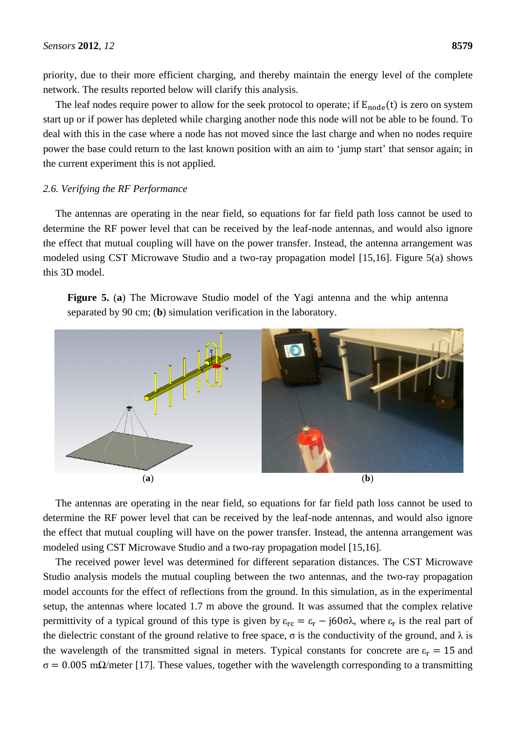priority, due to their more efficient charging, and thereby maintain the energy level of the complete network. The results reported below will clarify this analysis.

The leaf nodes require power to allow for the seek protocol to operate; if $E_{node}(t)$ is zero on system start up or if power has depleted while charging another node this node will not be able to be found. To deal with this in the case where a node has not moved since the last charge and when no nodes require power the base could return to the last known position with an aim to 'jump start' that sensor again; in the current experiment this is not applied.

### *2.6. Verifying the RF Performance*

The antennas are operating in the near field, so equations for far field path loss cannot be used to determine the RF power level that can be received by the leaf-node antennas, and would also ignore the effect that mutual coupling will have on the power transfer. Instead, the antenna arrangement was modeled using CST Microwave Studio and a two-ray propagation model [15,16]. Figure 5(a) shows this 3D model.

**Figure 5.** (**a**) The Microwave Studio model of the Yagi antenna and the whip antenna separated by 90 cm; (**b**) simulation verification in the laboratory.

(**a**) (**b**)

The antennas are operating in the near field, so equations for far field path loss cannot be used to determine the RF power level that can be received by the leaf-node antennas, and would also ignore the effect that mutual coupling will have on the power transfer. Instead, the antenna arrangement was modeled using CST Microwave Studio and a two-ray propagation model [15,16].

The received power level was determined for different separation distances. The CST Microwave Studio analysis models the mutual coupling between the two antennas, and the two-ray propagation model accounts for the effect of reflections from the ground. In this simulation, as in the experimental setup, the antennas where located 1.7 m above the ground. It was assumed that the complex relative permittivity of a typical ground of this type is given by $\varepsilon_{rc} = \varepsilon_r - j60\sigma\lambda$, where $\varepsilon_r$ is the real part of the dielectric constant of the ground relative to free space, $\sigma$ is the conductivity of the ground, and $\lambda$ is the wavelength of the transmitted signal in meters. Typical constants for concrete are $\varepsilon_r = 15$ and $\sigma = 0.005$ m$\Omega$/meter [17]. These values, together with the wavelength corresponding to a transmitting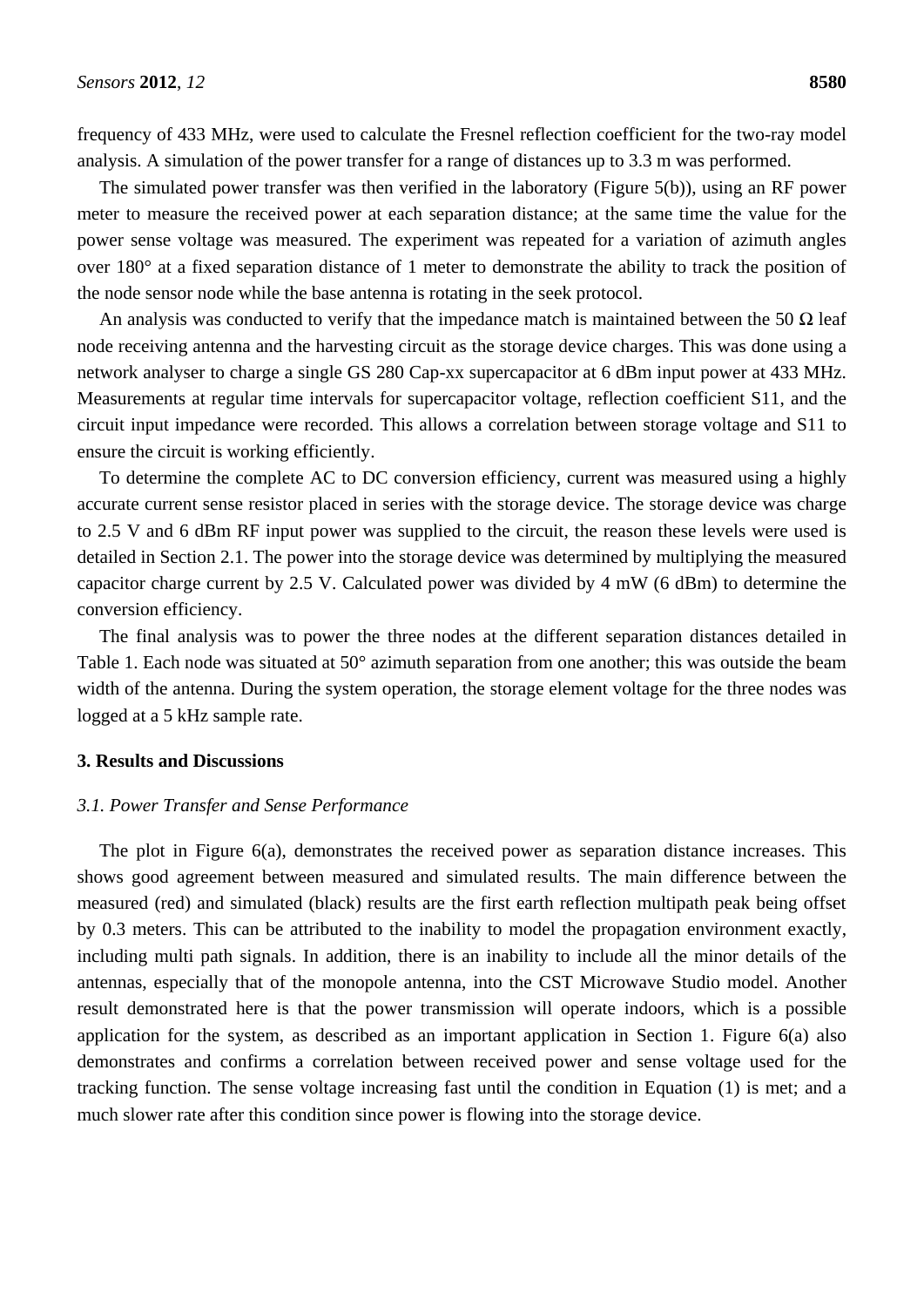frequency of 433 MHz, were used to calculate the Fresnel reflection coefficient for the two-ray model analysis. A simulation of the power transfer for a range of distances up to 3.3 m was performed.

The simulated power transfer was then verified in the laboratory (Figure 5(b)), using an RF power meter to measure the received power at each separation distance; at the same time the value for the power sense voltage was measured. The experiment was repeated for a variation of azimuth angles over 180° at a fixed separation distance of 1 meter to demonstrate the ability to track the position of the node sensor node while the base antenna is rotating in the seek protocol.

An analysis was conducted to verify that the impedance match is maintained between the 50 Ω leaf node receiving antenna and the harvesting circuit as the storage device charges. This was done using a network analyser to charge a single GS 280 Cap-xx supercapacitor at 6 dBm input power at 433 MHz. Measurements at regular time intervals for supercapacitor voltage, reflection coefficient S11, and the circuit input impedance were recorded. This allows a correlation between storage voltage and S11 to ensure the circuit is working efficiently.

To determine the complete AC to DC conversion efficiency, current was measured using a highly accurate current sense resistor placed in series with the storage device. The storage device was charge to 2.5 V and 6 dBm RF input power was supplied to the circuit, the reason these levels were used is detailed in Section 2.1. The power into the storage device was determined by multiplying the measured capacitor charge current by 2.5 V. Calculated power was divided by 4 mW (6 dBm) to determine the conversion efficiency.

The final analysis was to power the three nodes at the different separation distances detailed in Table 1. Each node was situated at 50° azimuth separation from one another; this was outside the beam width of the antenna. During the system operation, the storage element voltage for the three nodes was logged at a 5 kHz sample rate.

## 3. Results and Discussions

### *3.1. Power Transfer and Sense Performance*

The plot in Figure 6(a), demonstrates the received power as separation distance increases. This shows good agreement between measured and simulated results. The main difference between the measured (red) and simulated (black) results are the first earth reflection multipath peak being offset by 0.3 meters. This can be attributed to the inability to model the propagation environment exactly, including multi path signals. In addition, there is an inability to include all the minor details of the antennas, especially that of the monopole antenna, into the CST Microwave Studio model. Another result demonstrated here is that the power transmission will operate indoors, which is a possible application for the system, as described as an important application in Section 1. Figure 6(a) also demonstrates and confirms a correlation between received power and sense voltage used for the tracking function. The sense voltage increasing fast until the condition in Equation (1) is met; and a much slower rate after this condition since power is flowing into the storage device.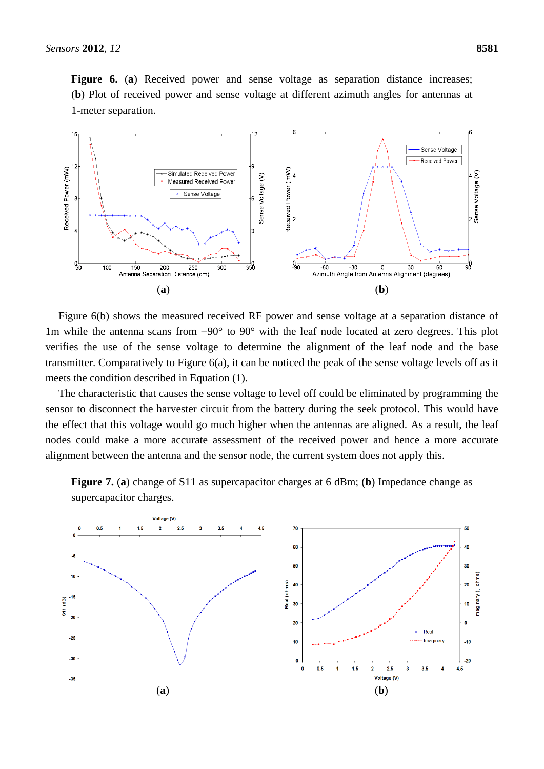**Figure 6.** (**a**) Received power and sense voltage as separation distance increases; (**b**) Plot of received power and sense voltage at different azimuth angles for antennas at 1-meter separation.

(**a**) (**b**)

Figure 6(b) shows the measured received RF power and sense voltage at a separation distance of 1m while the antenna scans from −90° to 90° with the leaf node located at zero degrees. This plot verifies the use of the sense voltage to determine the alignment of the leaf node and the base transmitter. Comparatively to Figure 6(a), it can be noticed the peak of the sense voltage levels off as it meets the condition described in Equation (1).

The characteristic that causes the sense voltage to level off could be eliminated by programming the sensor to disconnect the harvester circuit from the battery during the seek protocol. This would have the effect that this voltage would go much higher when the antennas are aligned. As a result, the leaf nodes could make a more accurate assessment of the received power and hence a more accurate alignment between the antenna and the sensor node, the current system does not apply this.

**Figure 7.** (**a**) change of S11 as supercapacitor charges at 6 dBm; (**b**) Impedance change as supercapacitor charges.

(**a**) (**b**)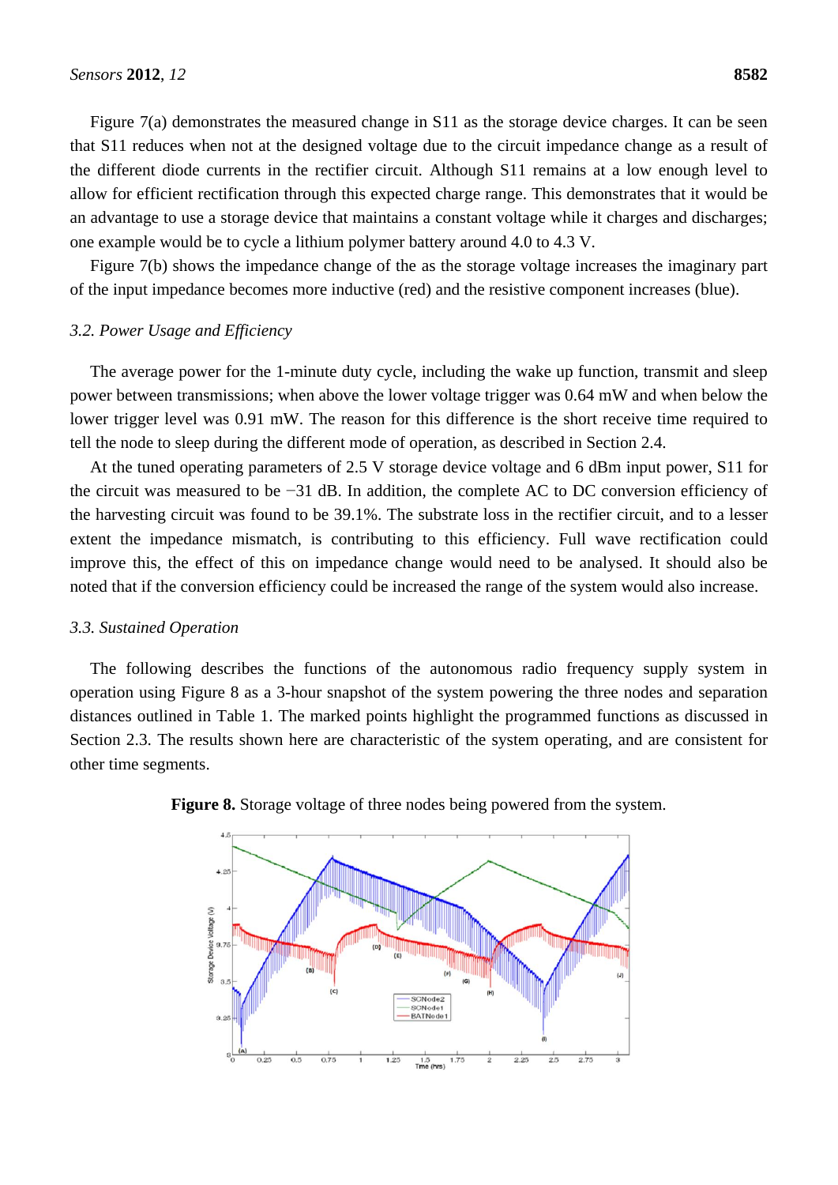Figure 7(a) demonstrates the measured change in S11 as the storage device charges. It can be seen that S11 reduces when not at the designed voltage due to the circuit impedance change as a result of the different diode currents in the rectifier circuit. Although S11 remains at a low enough level to allow for efficient rectification through this expected charge range. This demonstrates that it would be an advantage to use a storage device that maintains a constant voltage while it charges and discharges; one example would be to cycle a lithium polymer battery around 4.0 to 4.3 V.

Figure 7(b) shows the impedance change of the as the storage voltage increases the imaginary part of the input impedance becomes more inductive (red) and the resistive component increases (blue).

### *3.2. Power Usage and Efficiency*

The average power for the 1-minute duty cycle, including the wake up function, transmit and sleep power between transmissions; when above the lower voltage trigger was 0.64 mW and when below the lower trigger level was 0.91 mW. The reason for this difference is the short receive time required to tell the node to sleep during the different mode of operation, as described in Section 2.4.

At the tuned operating parameters of 2.5 V storage device voltage and 6 dBm input power, S11 for the circuit was measured to be −31 dB. In addition, the complete AC to DC conversion efficiency of the harvesting circuit was found to be 39.1%. The substrate loss in the rectifier circuit, and to a lesser extent the impedance mismatch, is contributing to this efficiency. Full wave rectification could improve this, the effect of this on impedance change would need to be analysed. It should also be noted that if the conversion efficiency could be increased the range of the system would also increase.

### *3.3. Sustained Operation*

The following describes the functions of the autonomous radio frequency supply system in operation using Figure 8 as a 3-hour snapshot of the system powering the three nodes and separation distances outlined in Table 1. The marked points highlight the programmed functions as discussed in Section 2.3. The results shown here are characteristic of the system operating, and are consistent for other time segments.

**Figure 8.** Storage voltage of three nodes being powered from the system.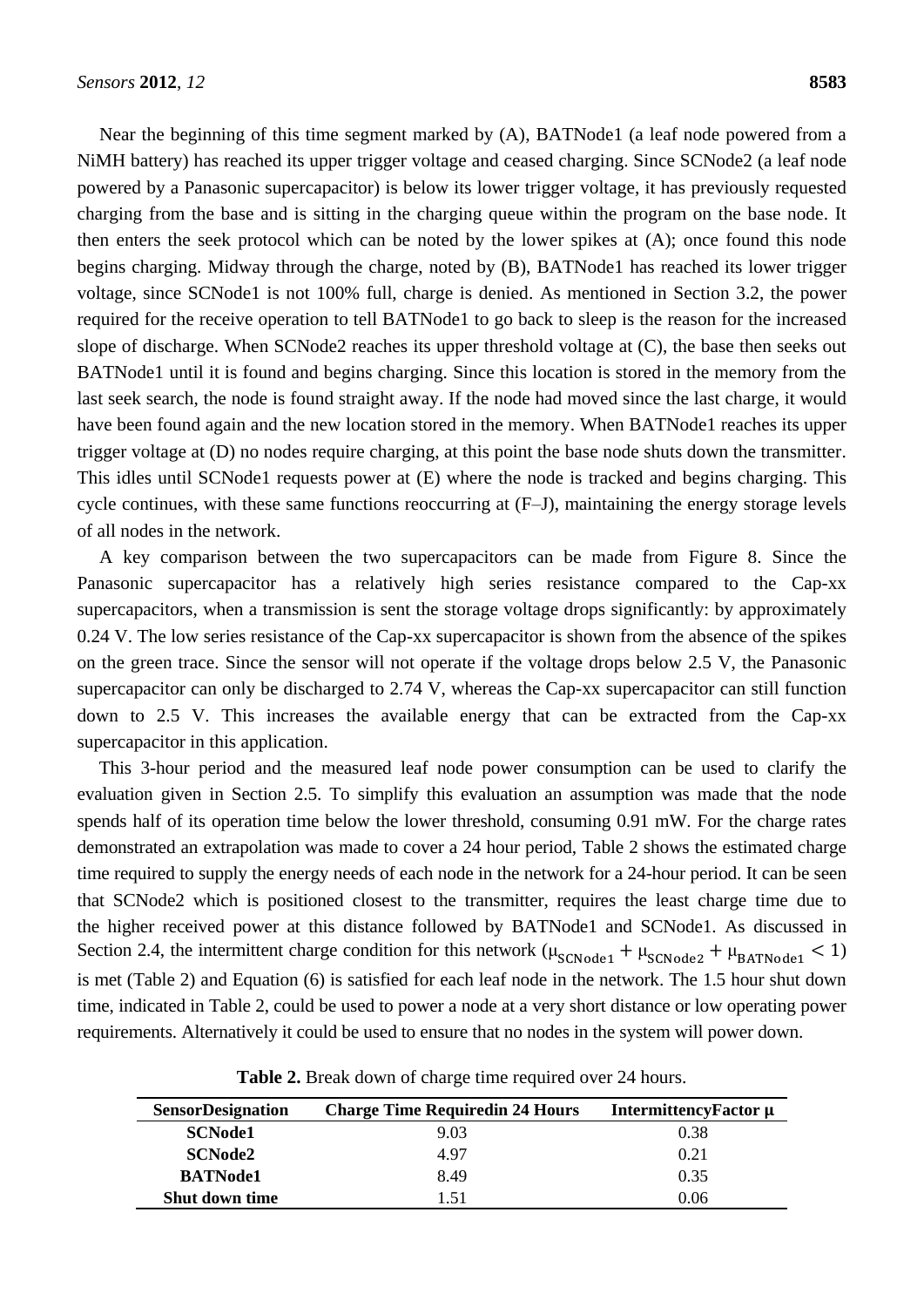Near the beginning of this time segment marked by (A), BATNode1 (a leaf node powered from a NiMH battery) has reached its upper trigger voltage and ceased charging. Since SCNode2 (a leaf node powered by a Panasonic supercapacitor) is below its lower trigger voltage, it has previously requested charging from the base and is sitting in the charging queue within the program on the base node. It then enters the seek protocol which can be noted by the lower spikes at (A); once found this node begins charging. Midway through the charge, noted by (B), BATNode1 has reached its lower trigger voltage, since SCNode1 is not 100% full, charge is denied. As mentioned in Section 3.2, the power required for the receive operation to tell BATNode1 to go back to sleep is the reason for the increased slope of discharge. When SCNode2 reaches its upper threshold voltage at (C), the base then seeks out BATNode1 until it is found and begins charging. Since this location is stored in the memory from the last seek search, the node is found straight away. If the node had moved since the last charge, it would have been found again and the new location stored in the memory. When BATNode1 reaches its upper trigger voltage at (D) no nodes require charging, at this point the base node shuts down the transmitter. This idles until SCNode1 requests power at (E) where the node is tracked and begins charging. This cycle continues, with these same functions reoccurring at (F–J), maintaining the energy storage levels of all nodes in the network.

A key comparison between the two supercapacitors can be made from Figure 8. Since the Panasonic supercapacitor has a relatively high series resistance compared to the Cap-xx supercapacitors, when a transmission is sent the storage voltage drops significantly: by approximately 0.24 V. The low series resistance of the Cap-xx supercapacitor is shown from the absence of the spikes on the green trace. Since the sensor will not operate if the voltage drops below 2.5 V, the Panasonic supercapacitor can only be discharged to 2.74 V, whereas the Cap-xx supercapacitor can still function down to 2.5 V. This increases the available energy that can be extracted from the Cap-xx supercapacitor in this application.

This 3-hour period and the measured leaf node power consumption can be used to clarify the evaluation given in Section 2.5. To simplify this evaluation an assumption was made that the node spends half of its operation time below the lower threshold, consuming 0.91 mW. For the charge rates demonstrated an extrapolation was made to cover a 24 hour period, Table 2 shows the estimated charge time required to supply the energy needs of each node in the network for a 24-hour period. It can be seen that SCNode2 which is positioned closest to the transmitter, requires the least charge time due to the higher received power at this distance followed by BATNode1 and SCNode1. As discussed in Section 2.4, the intermittent charge condition for this network ($\mu_{\text{SCNode1}} + \mu_{\text{SCNode2}} + \mu_{\text{BATNode1}} < 1$) is met (Table 2) and Equation (6) is satisfied for each leaf node in the network. The 1.5 hour shut down time, indicated in Table 2, could be used to power a node at a very short distance or low operating power requirements. Alternatively it could be used to ensure that no nodes in the system will power down.

**Table 2.** Break down of charge time required over 24 hours.

| SensorDesignation | Charge Time Requiredin 24 Hours | IntermittencyFactor μ |
|---|---|---|
| **SCNode1** | 9.03 | 0.38 |
| **SCNode2** | 4.97 | 0.21 |
| **BATNode1** | 8.49 | 0.35 |
| **Shut down time** | 1.51 | 0.06 |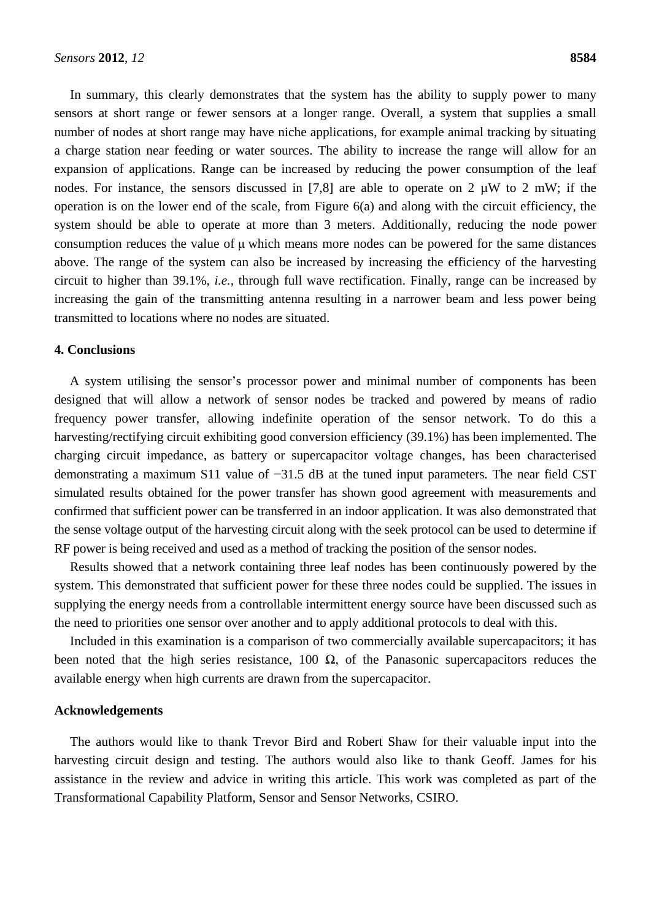In summary, this clearly demonstrates that the system has the ability to supply power to many sensors at short range or fewer sensors at a longer range. Overall, a system that supplies a small number of nodes at short range may have niche applications, for example animal tracking by situating a charge station near feeding or water sources. The ability to increase the range will allow for an expansion of applications. Range can be increased by reducing the power consumption of the leaf nodes. For instance, the sensors discussed in [7,8] are able to operate on 2 μW to 2 mW; if the operation is on the lower end of the scale, from Figure 6(a) and along with the circuit efficiency, the system should be able to operate at more than 3 meters. Additionally, reducing the node power consumption reduces the value of μ which means more nodes can be powered for the same distances above. The range of the system can also be increased by increasing the efficiency of the harvesting circuit to higher than 39.1%, *i.e.*, through full wave rectification. Finally, range can be increased by increasing the gain of the transmitting antenna resulting in a narrower beam and less power being transmitted to locations where no nodes are situated.

## 4. Conclusions

A system utilising the sensor's processor power and minimal number of components has been designed that will allow a network of sensor nodes be tracked and powered by means of radio frequency power transfer, allowing indefinite operation of the sensor network. To do this a harvesting/rectifying circuit exhibiting good conversion efficiency (39.1%) has been implemented. The charging circuit impedance, as battery or supercapacitor voltage changes, has been characterised demonstrating a maximum S11 value of −31.5 dB at the tuned input parameters. The near field CST simulated results obtained for the power transfer has shown good agreement with measurements and confirmed that sufficient power can be transferred in an indoor application. It was also demonstrated that the sense voltage output of the harvesting circuit along with the seek protocol can be used to determine if RF power is being received and used as a method of tracking the position of the sensor nodes.

Results showed that a network containing three leaf nodes has been continuously powered by the system. This demonstrated that sufficient power for these three nodes could be supplied. The issues in supplying the energy needs from a controllable intermittent energy source have been discussed such as the need to priorities one sensor over another and to apply additional protocols to deal with this.

Included in this examination is a comparison of two commercially available supercapacitors; it has been noted that the high series resistance, 100 Ω, of the Panasonic supercapacitors reduces the available energy when high currents are drawn from the supercapacitor.

## Acknowledgements

The authors would like to thank Trevor Bird and Robert Shaw for their valuable input into the harvesting circuit design and testing. The authors would also like to thank Geoff. James for his assistance in the review and advice in writing this article. This work was completed as part of the Transformational Capability Platform, Sensor and Sensor Networks, CSIRO.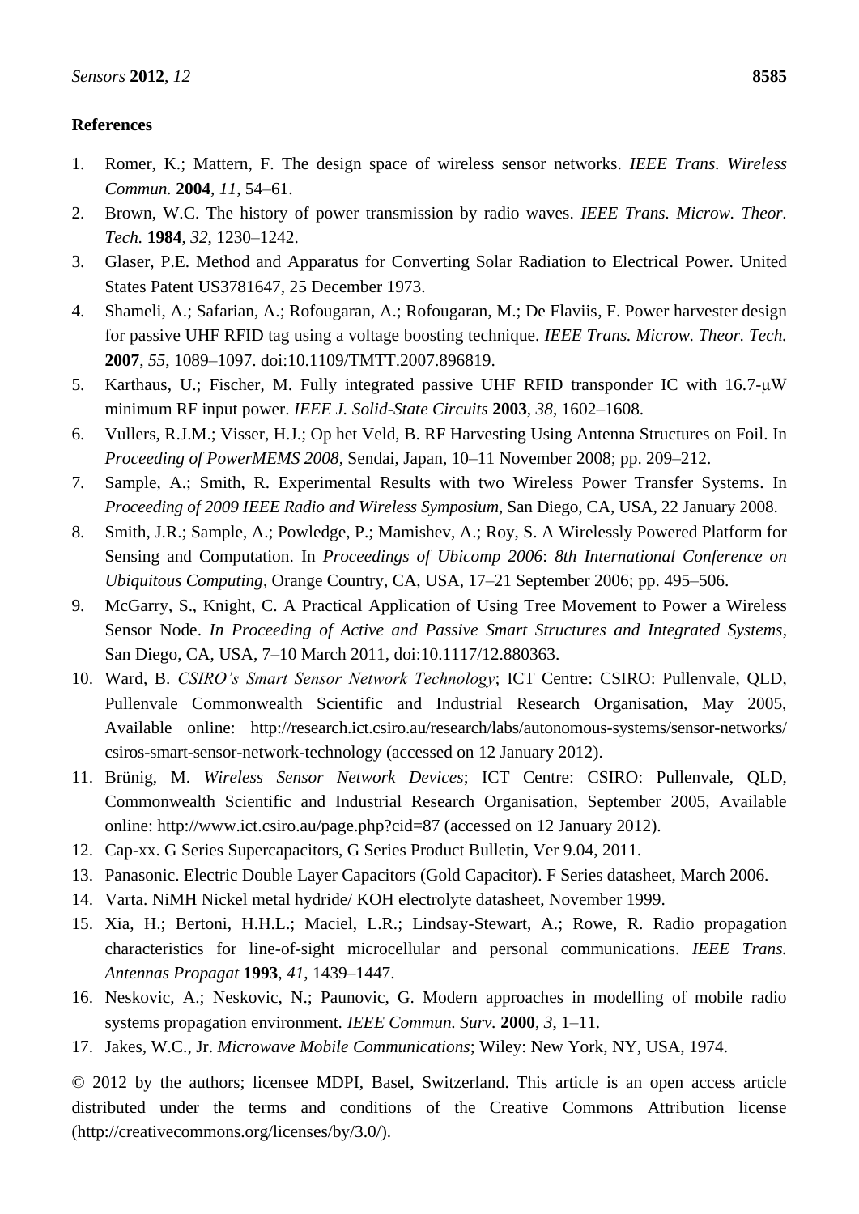## References

1. Romer, K.; Mattern, F. The design space of wireless sensor networks. *IEEE Trans. Wireless Commun.* **2004**, *11*, 54–61.
2. Brown, W.C. The history of power transmission by radio waves. *IEEE Trans. Microw. Theor. Tech.* **1984**, *32*, 1230–1242.
3. Glaser, P.E. Method and Apparatus for Converting Solar Radiation to Electrical Power. United States Patent US3781647, 25 December 1973.
4. Shameli, A.; Safarian, A.; Rofougaran, A.; Rofougaran, M.; De Flaviis, F. Power harvester design for passive UHF RFID tag using a voltage boosting technique. *IEEE Trans. Microw. Theor. Tech.* **2007**, *55*, 1089–1097. doi:10.1109/TMTT.2007.896819.
5. Karthaus, U.; Fischer, M. Fully integrated passive UHF RFID transponder IC with 16.7-μW minimum RF input power. *IEEE J. Solid-State Circuits* **2003**, *38*, 1602–1608.
6. Vullers, R.J.M.; Visser, H.J.; Op het Veld, B. RF Harvesting Using Antenna Structures on Foil. In *Proceeding of PowerMEMS 2008*, Sendai, Japan, 10–11 November 2008; pp. 209–212.
7. Sample, A.; Smith, R. Experimental Results with two Wireless Power Transfer Systems. In *Proceeding of 2009 IEEE Radio and Wireless Symposium*, San Diego, CA, USA, 22 January 2008.
8. Smith, J.R.; Sample, A.; Powledge, P.; Mamishev, A.; Roy, S. A Wirelessly Powered Platform for Sensing and Computation. In *Proceedings of Ubicomp 2006*: *8th International Conference on Ubiquitous Computing*, Orange Country, CA, USA, 17–21 September 2006; pp. 495–506.
9. McGarry, S., Knight, C. A Practical Application of Using Tree Movement to Power a Wireless Sensor Node. *In Proceeding of Active and Passive Smart Structures and Integrated Systems*, San Diego, CA, USA, 7–10 March 2011, doi:10.1117/12.880363.
10. Ward, B. *CSIRO's Smart Sensor Network Technology*; ICT Centre: CSIRO: Pullenvale, QLD, Pullenvale Commonwealth Scientific and Industrial Research Organisation, May 2005, Available online: http://research.ict.csiro.au/research/labs/autonomous-systems/sensor-networks/csiros-smart-sensor-network-technology (accessed on 12 January 2012).
11. Brünig, M. *Wireless Sensor Network Devices*; ICT Centre: CSIRO: Pullenvale, QLD, Commonwealth Scientific and Industrial Research Organisation, September 2005, Available online: http://www.ict.csiro.au/page.php?cid=87 (accessed on 12 January 2012).
12. Cap-xx. G Series Supercapacitors, G Series Product Bulletin, Ver 9.04, 2011.
13. Panasonic. Electric Double Layer Capacitors (Gold Capacitor). F Series datasheet, March 2006.
14. Varta. NiMH Nickel metal hydride/ KOH electrolyte datasheet, November 1999.
15. Xia, H.; Bertoni, H.H.L.; Maciel, L.R.; Lindsay-Stewart, A.; Rowe, R. Radio propagation characteristics for line-of-sight microcellular and personal communications. *IEEE Trans. Antennas Propagat* **1993**, *41*, 1439–1447.
16. Neskovic, A.; Neskovic, N.; Paunovic, G. Modern approaches in modelling of mobile radio systems propagation environment. *IEEE Commun. Surv.* **2000**, *3*, 1–11.
17. Jakes, W.C., Jr. *Microwave Mobile Communications*; Wiley: New York, NY, USA, 1974.

© 2012 by the authors; licensee MDPI, Basel, Switzerland. This article is an open access article distributed under the terms and conditions of the Creative Commons Attribution license (http://creativecommons.org/licenses/by/3.0/).